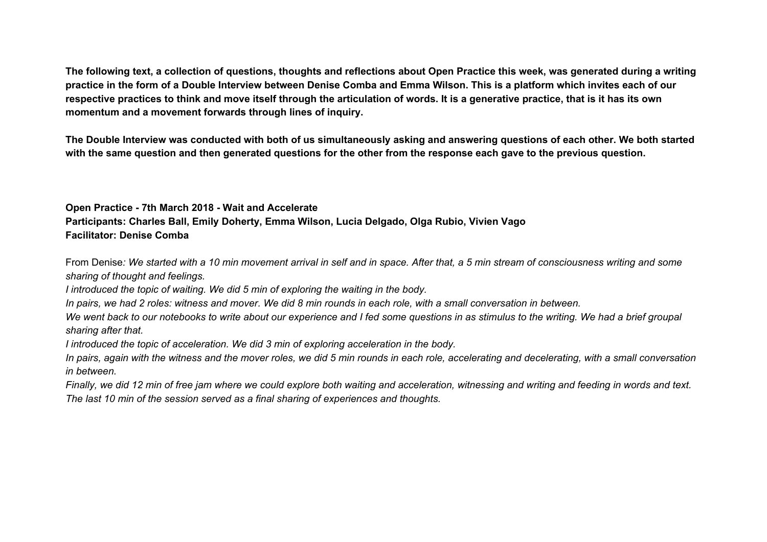**The following text, a collection of questions, thoughts and reflections about Open Practice this week, was generated during a writing practice in the form of a Double Interview between Denise Comba and Emma Wilson. This is a platform which invites each of our respective practices to think and move itself through the articulation of words. It is a generative practice, that is it has its own momentum and a movement forwards through lines of inquiry.**

**The Double Interview was conducted with both of us simultaneously asking and answering questions of each other. We both started with the same question and then generated questions for the other from the response each gave to the previous question.**

**Open Practice - 7th March 2018 - Wait and Accelerate**
**Participants: Charles Ball, Emily Doherty, Emma Wilson, Lucia Delgado, Olga Rubio, Vivien Vago**
**Facilitator: Denise Comba**

From Denise*: We started with a 10 min movement arrival in self and in space. After that, a 5 min stream of consciousness writing and some sharing of thought and feelings.*

*I introduced the topic of waiting. We did 5 min of exploring the waiting in the body.*

*In pairs, we had 2 roles: witness and mover. We did 8 min rounds in each role, with a small conversation in between.*

*We went back to our notebooks to write about our experience and I fed some questions in as stimulus to the writing. We had a brief groupal sharing after that.*

*I introduced the topic of acceleration. We did 3 min of exploring acceleration in the body.*

*In pairs, again with the witness and the mover roles, we did 5 min rounds in each role, accelerating and decelerating, with a small conversation in between.*

*Finally, we did 12 min of free jam where we could explore both waiting and acceleration, witnessing and writing and feeding in words and text. The last 10 min of the session served as a final sharing of experiences and thoughts.*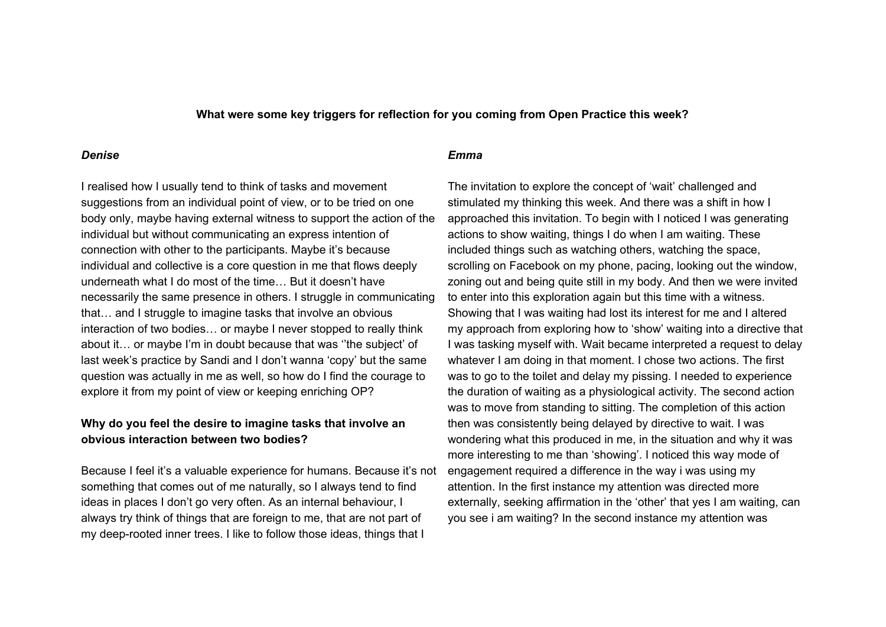**What were some key triggers for reflection for you coming from Open Practice this week?**

***Denise***

I realised how I usually tend to think of tasks and movement suggestions from an individual point of view, or to be tried on one body only, maybe having external witness to support the action of the individual but without communicating an express intention of connection with other to the participants. Maybe it's because individual and collective is a core question in me that flows deeply underneath what I do most of the time… But it doesn't have necessarily the same presence in others. I struggle in communicating that… and I struggle to imagine tasks that involve an obvious interaction of two bodies… or maybe I never stopped to really think about it… or maybe I'm in doubt because that was ''the subject' of last week's practice by Sandi and I don't wanna 'copy' but the same question was actually in me as well, so how do I find the courage to explore it from my point of view or keeping enriching OP?

**Why do you feel the desire to imagine tasks that involve an obvious interaction between two bodies?**

Because I feel it's a valuable experience for humans. Because it's not something that comes out of me naturally, so I always tend to find ideas in places I don't go very often. As an internal behaviour, I always try think of things that are foreign to me, that are not part of my deep-rooted inner trees. I like to follow those ideas, things that I

***Emma***

The invitation to explore the concept of 'wait' challenged and stimulated my thinking this week. And there was a shift in how I approached this invitation. To begin with I noticed I was generating actions to show waiting, things I do when I am waiting. These included things such as watching others, watching the space, scrolling on Facebook on my phone, pacing, looking out the window, zoning out and being quite still in my body. And then we were invited to enter into this exploration again but this time with a witness. Showing that I was waiting had lost its interest for me and I altered my approach from exploring how to 'show' waiting into a directive that I was tasking myself with. Wait became interpreted a request to delay whatever I am doing in that moment. I chose two actions. The first was to go to the toilet and delay my pissing. I needed to experience the duration of waiting as a physiological activity. The second action was to move from standing to sitting. The completion of this action then was consistently being delayed by directive to wait. I was wondering what this produced in me, in the situation and why it was more interesting to me than 'showing'. I noticed this way mode of engagement required a difference in the way i was using my attention. In the first instance my attention was directed more externally, seeking affirmation in the 'other' that yes I am waiting, can you see i am waiting? In the second instance my attention was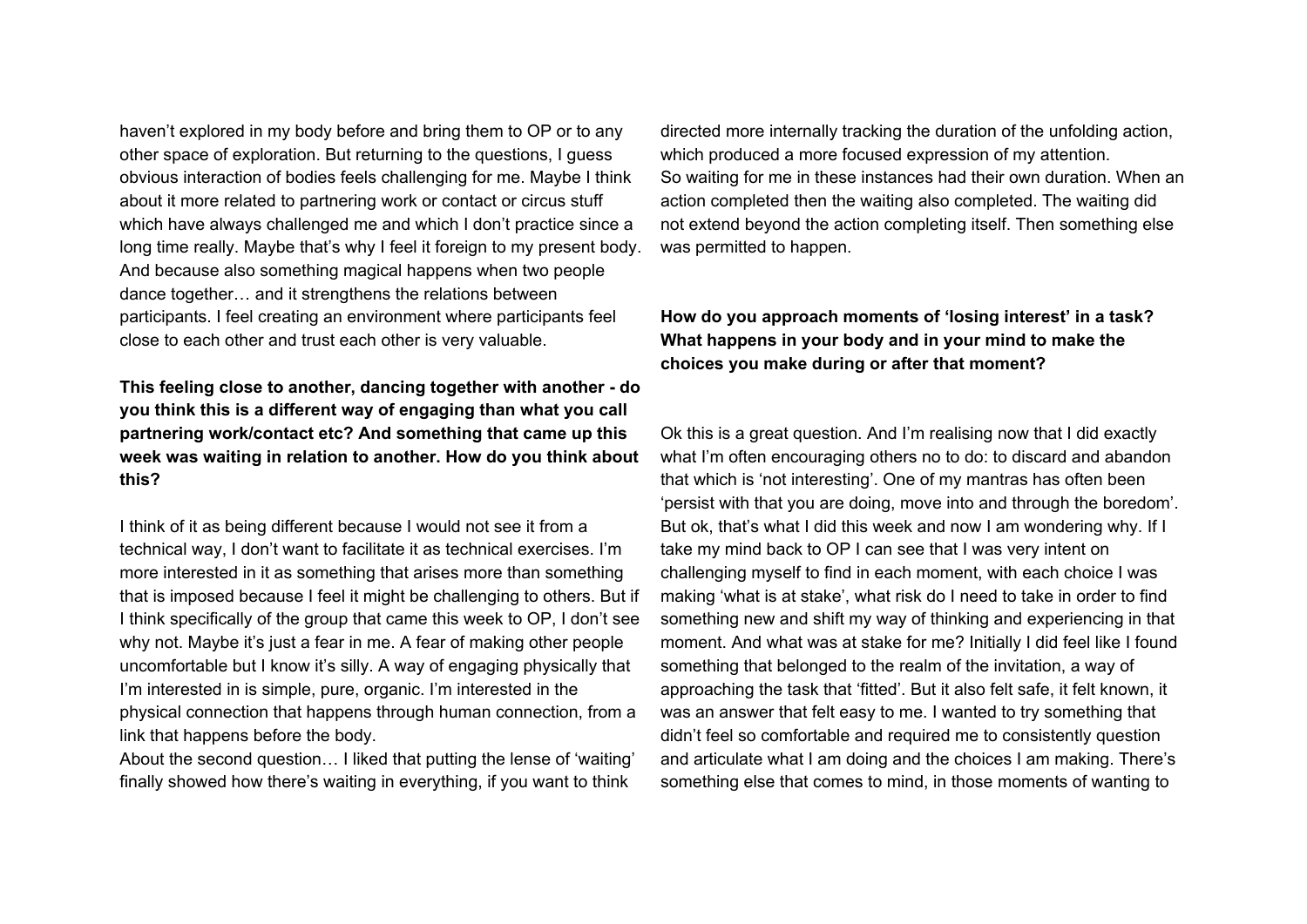haven't explored in my body before and bring them to OP or to any other space of exploration. But returning to the questions, I guess obvious interaction of bodies feels challenging for me. Maybe I think about it more related to partnering work or contact or circus stuff which have always challenged me and which I don't practice since a long time really. Maybe that's why I feel it foreign to my present body. And because also something magical happens when two people dance together… and it strengthens the relations between participants. I feel creating an environment where participants feel close to each other and trust each other is very valuable.

**This feeling close to another, dancing together with another - do you think this is a different way of engaging than what you call partnering work/contact etc? And something that came up this week was waiting in relation to another. How do you think about this?**

I think of it as being different because I would not see it from a technical way, I don't want to facilitate it as technical exercises. I'm more interested in it as something that arises more than something that is imposed because I feel it might be challenging to others. But if I think specifically of the group that came this week to OP, I don't see why not. Maybe it's just a fear in me. A fear of making other people uncomfortable but I know it's silly. A way of engaging physically that I'm interested in is simple, pure, organic. I'm interested in the physical connection that happens through human connection, from a link that happens before the body.
About the second question… I liked that putting the lense of 'waiting' finally showed how there's waiting in everything, if you want to think directed more internally tracking the duration of the unfolding action, which produced a more focused expression of my attention.
So waiting for me in these instances had their own duration. When an action completed then the waiting also completed. The waiting did not extend beyond the action completing itself. Then something else was permitted to happen.

**How do you approach moments of 'losing interest' in a task? What happens in your body and in your mind to make the choices you make during or after that moment?**

Ok this is a great question. And I'm realising now that I did exactly what I'm often encouraging others no to do: to discard and abandon that which is 'not interesting'. One of my mantras has often been 'persist with that you are doing, move into and through the boredom'. But ok, that's what I did this week and now I am wondering why. If I take my mind back to OP I can see that I was very intent on challenging myself to find in each moment, with each choice I was making 'what is at stake', what risk do I need to take in order to find something new and shift my way of thinking and experiencing in that moment. And what was at stake for me? Initially I did feel like I found something that belonged to the realm of the invitation, a way of approaching the task that 'fitted'. But it also felt safe, it felt known, it was an answer that felt easy to me. I wanted to try something that didn't feel so comfortable and required me to consistently question and articulate what I am doing and the choices I am making. There's something else that comes to mind, in those moments of wanting to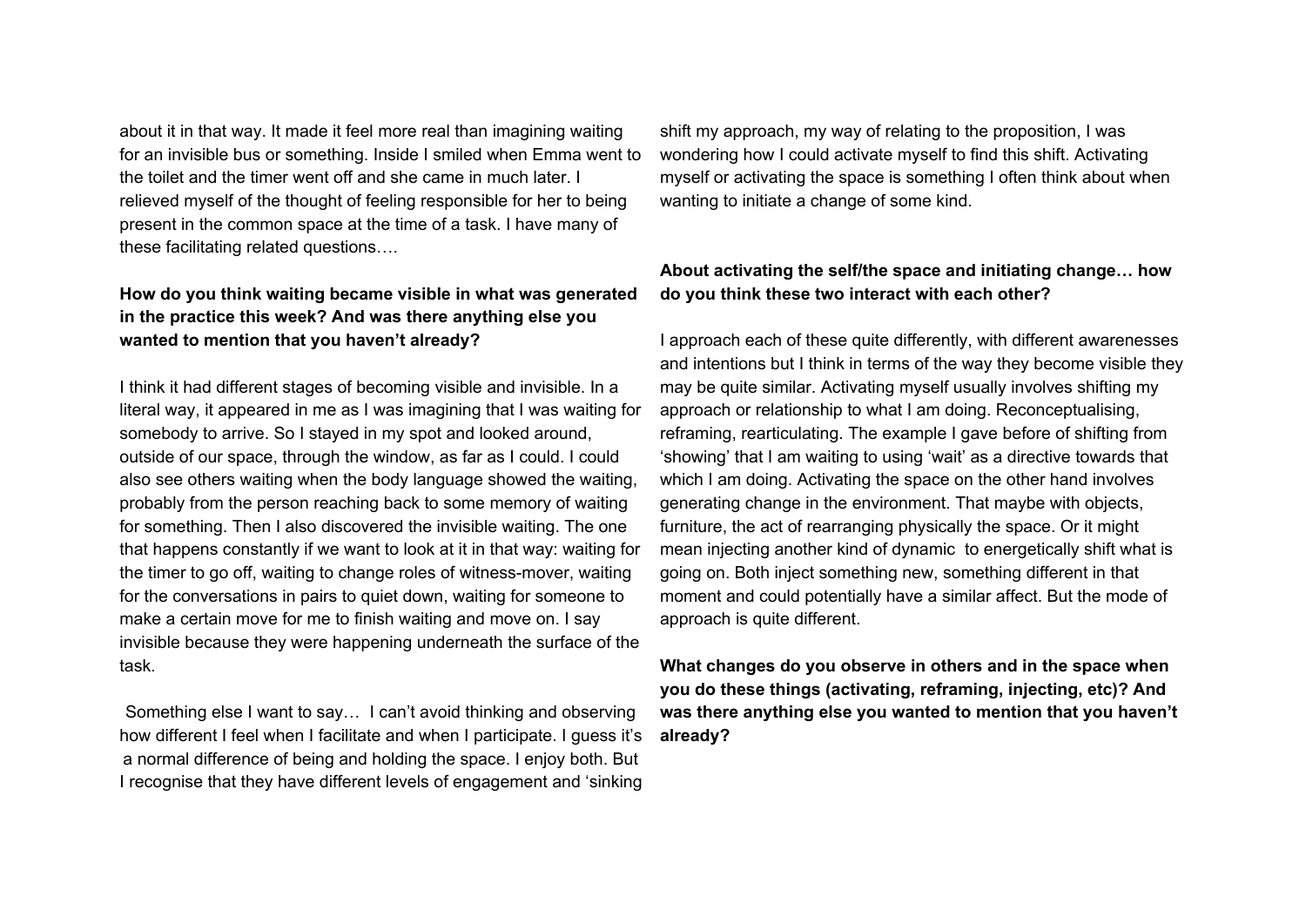about it in that way. It made it feel more real than imagining waiting for an invisible bus or something. Inside I smiled when Emma went to the toilet and the timer went off and she came in much later. I relieved myself of the thought of feeling responsible for her to being present in the common space at the time of a task. I have many of these facilitating related questions….

**How do you think waiting became visible in what was generated in the practice this week? And was there anything else you wanted to mention that you haven't already?**

I think it had different stages of becoming visible and invisible. In a literal way, it appeared in me as I was imagining that I was waiting for somebody to arrive. So I stayed in my spot and looked around, outside of our space, through the window, as far as I could. I could also see others waiting when the body language showed the waiting, probably from the person reaching back to some memory of waiting for something. Then I also discovered the invisible waiting. The one that happens constantly if we want to look at it in that way: waiting for the timer to go off, waiting to change roles of witness-mover, waiting for the conversations in pairs to quiet down, waiting for someone to make a certain move for me to finish waiting and move on. I say invisible because they were happening underneath the surface of the task.

Something else I want to say… I can't avoid thinking and observing how different I feel when I facilitate and when I participate. I guess it's a normal difference of being and holding the space. I enjoy both. But I recognise that they have different levels of engagement and 'sinking shift my approach, my way of relating to the proposition, I was wondering how I could activate myself to find this shift. Activating myself or activating the space is something I often think about when wanting to initiate a change of some kind.

**About activating the self/the space and initiating change… how do you think these two interact with each other?**

I approach each of these quite differently, with different awarenesses and intentions but I think in terms of the way they become visible they may be quite similar. Activating myself usually involves shifting my approach or relationship to what I am doing. Reconceptualising, reframing, rearticulating. The example I gave before of shifting from 'showing' that I am waiting to using 'wait' as a directive towards that which I am doing. Activating the space on the other hand involves generating change in the environment. That maybe with objects, furniture, the act of rearranging physically the space. Or it might mean injecting another kind of dynamic to energetically shift what is going on. Both inject something new, something different in that moment and could potentially have a similar affect. But the mode of approach is quite different.

**What changes do you observe in others and in the space when you do these things (activating, reframing, injecting, etc)? And was there anything else you wanted to mention that you haven't already?**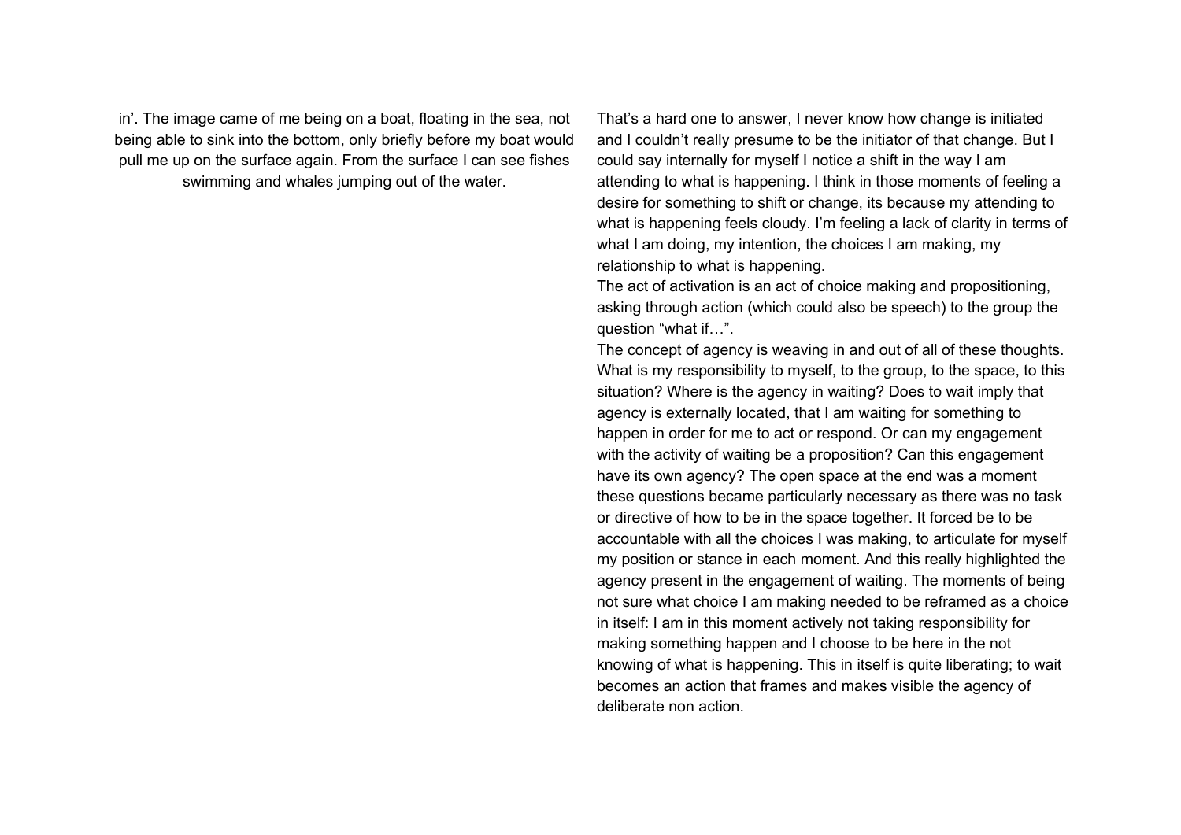in'. The image came of me being on a boat, floating in the sea, not being able to sink into the bottom, only briefly before my boat would pull me up on the surface again. From the surface I can see fishes swimming and whales jumping out of the water.

That's a hard one to answer, I never know how change is initiated and I couldn't really presume to be the initiator of that change. But I could say internally for myself I notice a shift in the way I am attending to what is happening. I think in those moments of feeling a desire for something to shift or change, its because my attending to what is happening feels cloudy. I'm feeling a lack of clarity in terms of what I am doing, my intention, the choices I am making, my relationship to what is happening.

The act of activation is an act of choice making and propositioning, asking through action (which could also be speech) to the group the question "what if…".

The concept of agency is weaving in and out of all of these thoughts. What is my responsibility to myself, to the group, to the space, to this situation? Where is the agency in waiting? Does to wait imply that agency is externally located, that I am waiting for something to happen in order for me to act or respond. Or can my engagement with the activity of waiting be a proposition? Can this engagement have its own agency? The open space at the end was a moment these questions became particularly necessary as there was no task or directive of how to be in the space together. It forced be to be accountable with all the choices I was making, to articulate for myself my position or stance in each moment. And this really highlighted the agency present in the engagement of waiting. The moments of being not sure what choice I am making needed to be reframed as a choice in itself: I am in this moment actively not taking responsibility for making something happen and I choose to be here in the not knowing of what is happening. This in itself is quite liberating; to wait becomes an action that frames and makes visible the agency of deliberate non action.